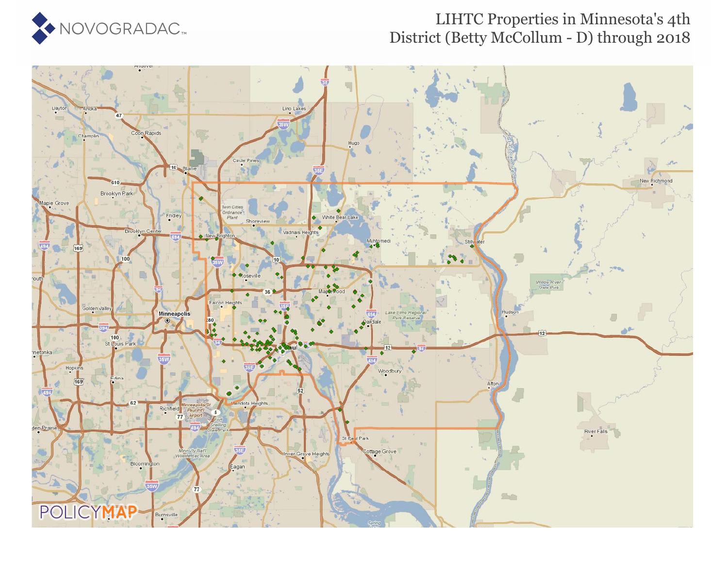NOVOGRADAC

# LIHTC Properties in Minnesota's 4th District (Betty McCollum - D) through 2018

POLICYMAP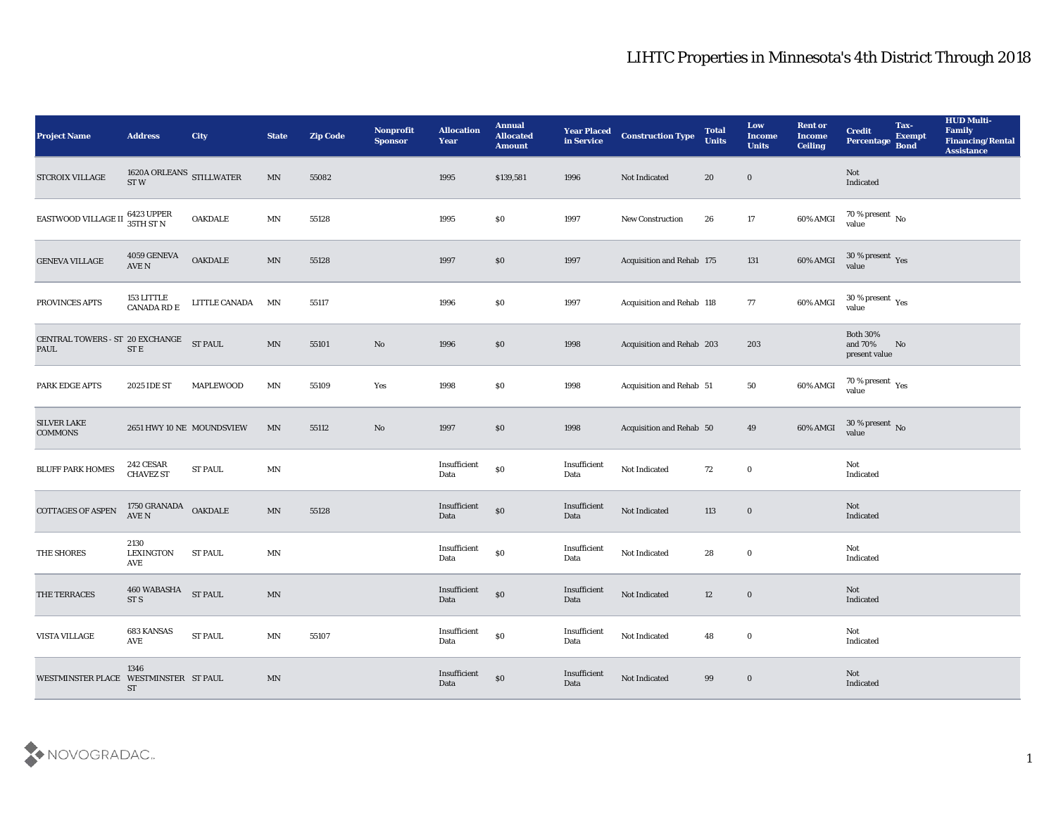# LIHTC Properties in Minnesota's 4th District Through 2018

| Project Name | Address | City | State | Zip Code | Nonprofit Sponsor | Allocation Year | Annual Allocated Amount | Year Placed in Service | Construction Type | Total Units | Low Income Units | Rent or Income Ceiling | Credit Percentage | Tax-Exempt Bond | HUD Multi-Family Financing/Rental Assistance |
|---|---|---|---|---|---|---|---|---|---|---|---|---|---|---|---|
| STCROIX VILLAGE | 1620A ORLEANS ST W | STILLWATER | MN | 55082 | | 1995 | $139,581 | 1996 | Not Indicated | 20 | 0 | | Not Indicated | | |
| EASTWOOD VILLAGE II | 6423 UPPER 35TH ST N | OAKDALE | MN | 55128 | | 1995 | $0 | 1997 | New Construction | 26 | 17 | 60% AMGI | 70 % present value | No | |
| GENEVA VILLAGE | 4059 GENEVA AVE N | OAKDALE | MN | 55128 | | 1997 | $0 | 1997 | Acquisition and Rehab | 175 | 131 | 60% AMGI | 30 % present value | Yes | |
| PROVINCES APTS | 153 LITTLE CANADA RD E | LITTLE CANADA | MN | 55117 | | 1996 | $0 | 1997 | Acquisition and Rehab | 118 | 77 | 60% AMGI | 30 % present value | Yes | |
| CENTRAL TOWERS - ST PAUL | 20 EXCHANGE ST E | ST PAUL | MN | 55101 | No | 1996 | $0 | 1998 | Acquisition and Rehab | 203 | 203 | | Both 30% and 70% present value | No | |
| PARK EDGE APTS | 2025 IDE ST | MAPLEWOOD | MN | 55109 | Yes | 1998 | $0 | 1998 | Acquisition and Rehab | 51 | 50 | 60% AMGI | 70 % present value | Yes | |
| SILVER LAKE COMMONS | 2651 HWY 10 NE | MOUNDSVIEW | MN | 55112 | No | 1997 | $0 | 1998 | Acquisition and Rehab | 50 | 49 | 60% AMGI | 30 % present value | No | |
| BLUFF PARK HOMES | 242 CESAR CHAVEZ ST | ST PAUL | MN | | | Insufficient Data | $0 | Insufficient Data | Not Indicated | 72 | 0 | | Not Indicated | | |
| COTTAGES OF ASPEN | 1750 GRANADA AVE N | OAKDALE | MN | 55128 | | Insufficient Data | $0 | Insufficient Data | Not Indicated | 113 | 0 | | Not Indicated | | |
| THE SHORES | 2130 LEXINGTON AVE | ST PAUL | MN | | | Insufficient Data | $0 | Insufficient Data | Not Indicated | 28 | 0 | | Not Indicated | | |
| THE TERRACES | 460 WABASHA ST S | ST PAUL | MN | | | Insufficient Data | $0 | Insufficient Data | Not Indicated | 12 | 0 | | Not Indicated | | |
| VISTA VILLAGE | 683 KANSAS AVE | ST PAUL | MN | 55107 | | Insufficient Data | $0 | Insufficient Data | Not Indicated | 48 | 0 | | Not Indicated | | |
| WESTMINSTER PLACE | 1346 WESTMINSTER ST | ST PAUL | MN | | | Insufficient Data | $0 | Insufficient Data | Not Indicated | 99 | 0 | | Not Indicated | | |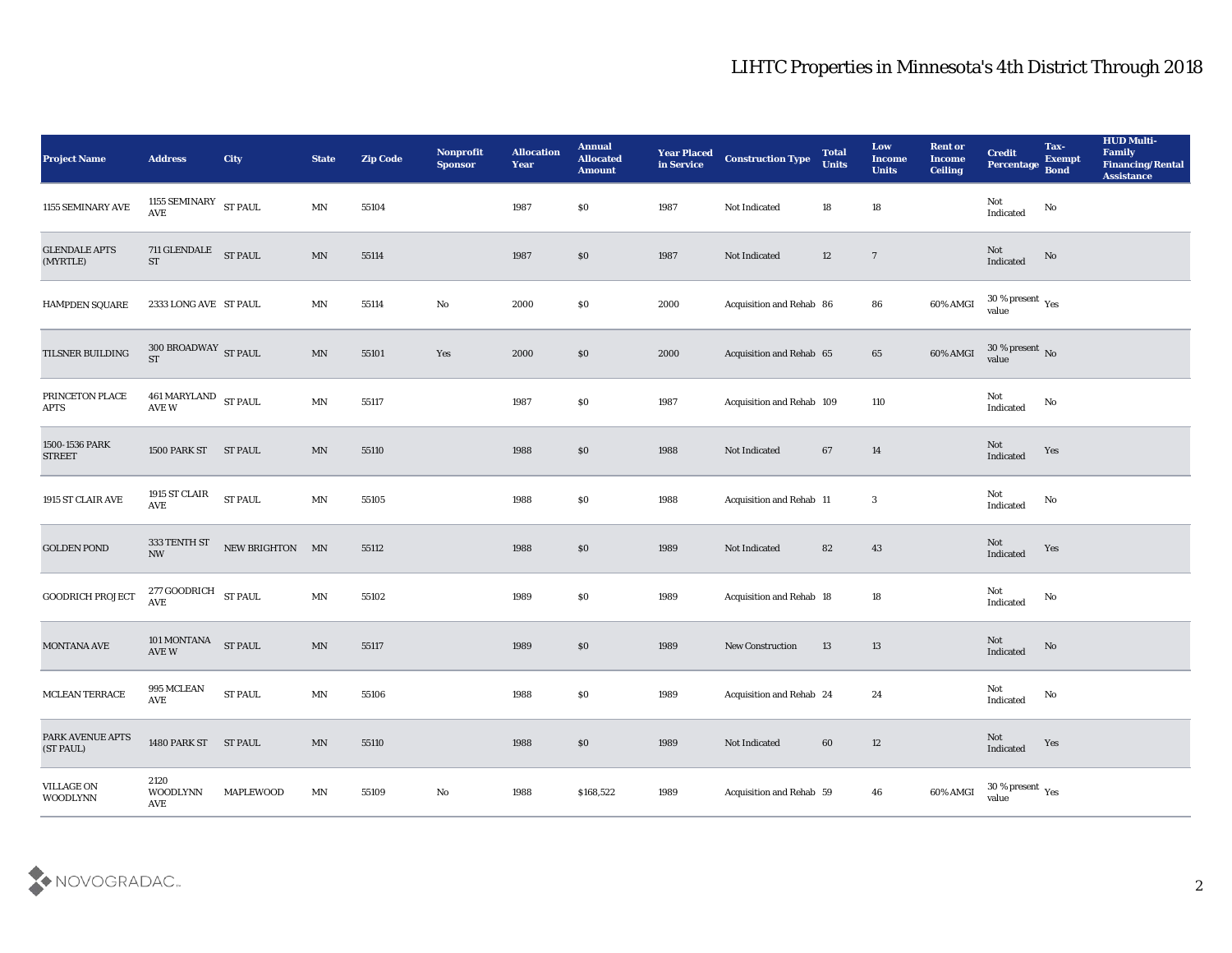# LIHTC Properties in Minnesota's 4th District Through 2018

| Project Name | Address | City | State | Zip Code | Nonprofit Sponsor | Allocation Year | Annual Allocated Amount | Year Placed in Service | Construction Type | Total Units | Low Income Units | Rent or Income Ceiling | Credit Percentage | Tax-Exempt Bond | HUD Multi-Family Financing/Rental Assistance |
|---|---|---|---|---|---|---|---|---|---|---|---|---|---|---|---|
| 1155 SEMINARY AVE | 1155 SEMINARY AVE | ST PAUL | MN | 55104 | | 1987 | $0 | 1987 | Not Indicated | 18 | 18 | | Not Indicated | No | |
| GLENDALE APTS (MYRTLE) | 711 GLENDALE ST | ST PAUL | MN | 55114 | | 1987 | $0 | 1987 | Not Indicated | 12 | 7 | | Not Indicated | No | |
| HAMPDEN SQUARE | 2333 LONG AVE | ST PAUL | MN | 55114 | No | 2000 | $0 | 2000 | Acquisition and Rehab | 86 | 86 | 60% AMGI | 30 % present value | Yes | |
| TILSNER BUILDING | 300 BROADWAY ST | ST PAUL | MN | 55101 | Yes | 2000 | $0 | 2000 | Acquisition and Rehab | 65 | 65 | 60% AMGI | 30 % present value | No | |
| PRINCETON PLACE APTS | 461 MARYLAND AVE W | ST PAUL | MN | 55117 | | 1987 | $0 | 1987 | Acquisition and Rehab | 109 | 110 | | Not Indicated | No | |
| 1500-1536 PARK STREET | 1500 PARK ST | ST PAUL | MN | 55110 | | 1988 | $0 | 1988 | Not Indicated | 67 | 14 | | Not Indicated | Yes | |
| 1915 ST CLAIR AVE | 1915 ST CLAIR AVE | ST PAUL | MN | 55105 | | 1988 | $0 | 1988 | Acquisition and Rehab | 11 | 3 | | Not Indicated | No | |
| GOLDEN POND | 333 TENTH ST NW | NEW BRIGHTON | MN | 55112 | | 1988 | $0 | 1989 | Not Indicated | 82 | 43 | | Not Indicated | Yes | |
| GOODRICH PROJECT | 277 GOODRICH AVE | ST PAUL | MN | 55102 | | 1989 | $0 | 1989 | Acquisition and Rehab | 18 | 18 | | Not Indicated | No | |
| MONTANA AVE | 101 MONTANA AVE W | ST PAUL | MN | 55117 | | 1989 | $0 | 1989 | New Construction | 13 | 13 | | Not Indicated | No | |
| MCLEAN TERRACE | 995 MCLEAN AVE | ST PAUL | MN | 55106 | | 1988 | $0 | 1989 | Acquisition and Rehab | 24 | 24 | | Not Indicated | No | |
| PARK AVENUE APTS (ST PAUL) | 1480 PARK ST | ST PAUL | MN | 55110 | | 1988 | $0 | 1989 | Not Indicated | 60 | 12 | | Not Indicated | Yes | |
| VILLAGE ON WOODLYNN | 2120 WOODLYNN AVE | MAPLEWOOD | MN | 55109 | No | 1988 | $168,522 | 1989 | Acquisition and Rehab | 59 | 46 | 60% AMGI | 30 % present value | Yes | |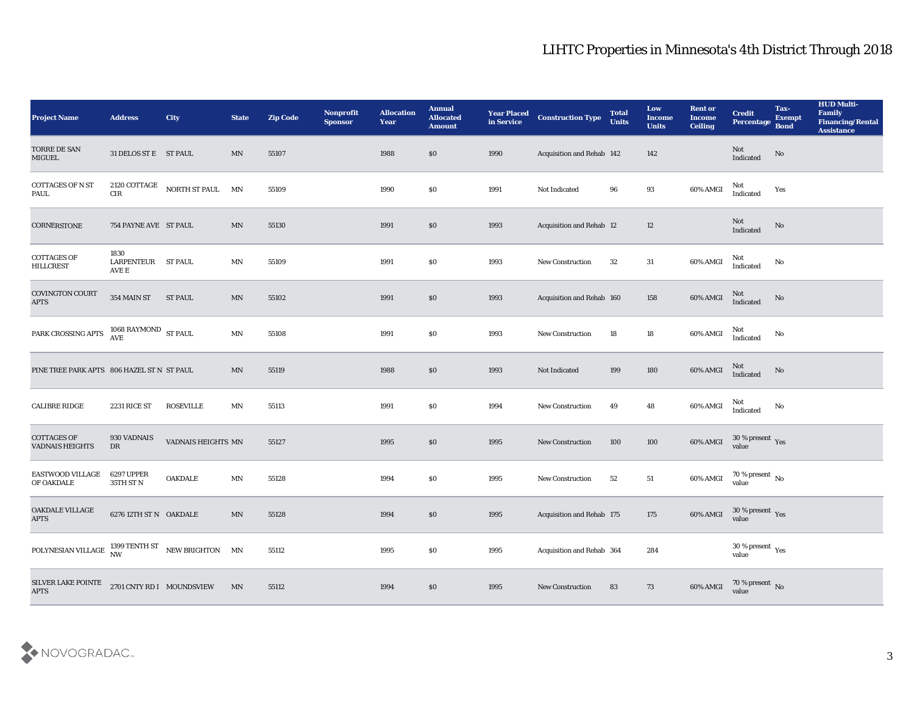## LIHTC Properties in Minnesota's 4th District Through 2018

| Project Name | Address | City | State | Zip Code | Nonprofit Sponsor | Allocation Year | Annual Allocated Amount | Year Placed in Service | Construction Type | Total Units | Low Income Units | Rent or Income Ceiling | Credit Percentage | Tax-Exempt Bond | HUD Multi-Family Financing/Rental Assistance |
|---|---|---|---|---|---|---|---|---|---|---|---|---|---|---|---|
| TORRE DE SAN MIGUEL | 31 DELOS ST E | ST PAUL | MN | 55107 | | 1988 | $0 | 1990 | Acquisition and Rehab | 142 | 142 | | Not Indicated | No | |
| COTTAGES OF N ST PAUL | 2120 COTTAGE CIR | NORTH ST PAUL | MN | 55109 | | 1990 | $0 | 1991 | Not Indicated | 96 | 93 | 60% AMGI | Not Indicated | Yes | |
| CORNERSTONE | 754 PAYNE AVE | ST PAUL | MN | 55130 | | 1991 | $0 | 1993 | Acquisition and Rehab | 12 | 12 | | Not Indicated | No | |
| COTTAGES OF HILLCREST | 1830 LARPENTEUR AVE E | ST PAUL | MN | 55109 | | 1991 | $0 | 1993 | New Construction | 32 | 31 | 60% AMGI | Not Indicated | No | |
| COVINGTON COURT APTS | 354 MAIN ST | ST PAUL | MN | 55102 | | 1991 | $0 | 1993 | Acquisition and Rehab | 160 | 158 | 60% AMGI | Not Indicated | No | |
| PARK CROSSING APTS | 1068 RAYMOND AVE | ST PAUL | MN | 55108 | | 1991 | $0 | 1993 | New Construction | 18 | 18 | 60% AMGI | Not Indicated | No | |
| PINE TREE PARK APTS | 806 HAZEL ST N | ST PAUL | MN | 55119 | | 1988 | $0 | 1993 | Not Indicated | 199 | 180 | 60% AMGI | Not Indicated | No | |
| CALIBRE RIDGE | 2231 RICE ST | ROSEVILLE | MN | 55113 | | 1991 | $0 | 1994 | New Construction | 49 | 48 | 60% AMGI | Not Indicated | No | |
| COTTAGES OF VADNAIS HEIGHTS | 930 VADNAIS DR | VADNAIS HEIGHTS | MN | 55127 | | 1995 | $0 | 1995 | New Construction | 100 | 100 | 60% AMGI | 30 % present value | Yes | |
| EASTWOOD VILLAGE OF OAKDALE | 6297 UPPER 35TH ST N | OAKDALE | MN | 55128 | | 1994 | $0 | 1995 | New Construction | 52 | 51 | 60% AMGI | 70 % present value | No | |
| OAKDALE VILLAGE APTS | 6276 12TH ST N | OAKDALE | MN | 55128 | | 1994 | $0 | 1995 | Acquisition and Rehab | 175 | 175 | 60% AMGI | 30 % present value | Yes | |
| POLYNESIAN VILLAGE | 1399 TENTH ST NW | NEW BRIGHTON | MN | 55112 | | 1995 | $0 | 1995 | Acquisition and Rehab | 364 | 284 | | 30 % present value | Yes | |
| SILVER LAKE POINTE APTS | 2701 CNTY RD I | MOUNDSVIEW | MN | 55112 | | 1994 | $0 | 1995 | New Construction | 83 | 73 | 60% AMGI | 70 % present value | No | |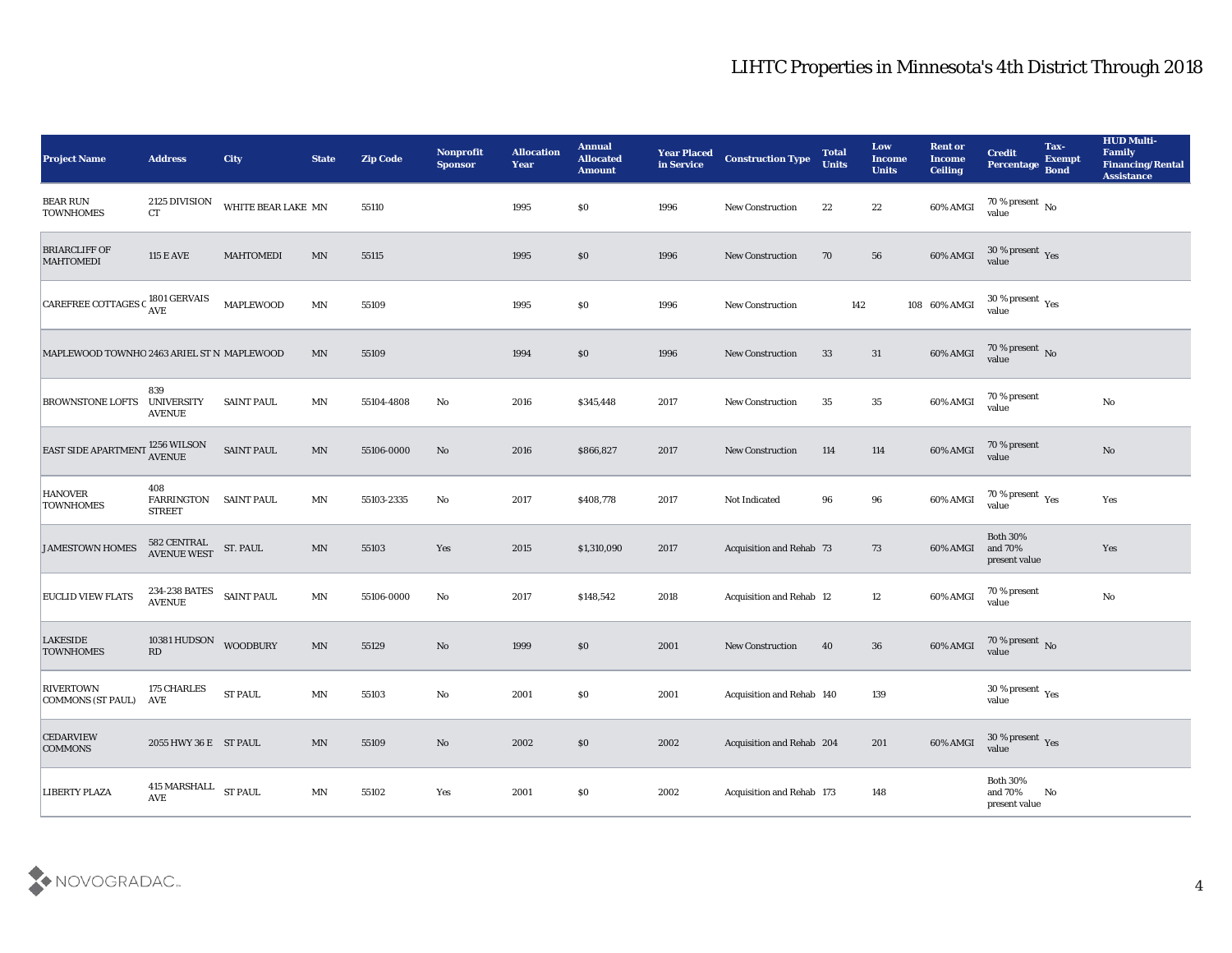## LIHTC Properties in Minnesota's 4th District Through 2018

| Project Name | Address | City | State | Zip Code | Nonprofit Sponsor | Allocation Year | Annual Allocated Amount | Year Placed in Service | Construction Type | Total Units | Low Income Units | Rent or Income Ceiling | Credit Percentage | Tax-Exempt Bond | HUD Multi-Family Financing/Rental Assistance |
|---|---|---|---|---|---|---|---|---|---|---|---|---|---|---|---|
| BEAR RUN TOWNHOMES | 2125 DIVISION CT | WHITE BEAR LAKE | MN | 55110 | | 1995 | $0 | 1996 | New Construction | 22 | 22 | 60% AMGI | 70 % present value | No | |
| BRIARCLIFF OF MAHTOMEDI | 115 E AVE | MAHTOMEDI | MN | 55115 | | 1995 | $0 | 1996 | New Construction | 70 | 56 | 60% AMGI | 30 % present value | Yes | |
| CAREFREE COTTAGES C | 1801 GERVAIS AVE | MAPLEWOOD | MN | 55109 | | 1995 | $0 | 1996 | New Construction | 142 | 108 | 60% AMGI | 30 % present value | Yes | |
| MAPLEWOOD TOWNHO | 2463 ARIEL ST N | MAPLEWOOD | MN | 55109 | | 1994 | $0 | 1996 | New Construction | 33 | 31 | 60% AMGI | 70 % present value | No | |
| BROWNSTONE LOFTS | 839 UNIVERSITY AVENUE | SAINT PAUL | MN | 55104-4808 | No | 2016 | $345,448 | 2017 | New Construction | 35 | 35 | 60% AMGI | 70 % present value | | No |
| EAST SIDE APARTMENT | 1256 WILSON AVENUE | SAINT PAUL | MN | 55106-0000 | No | 2016 | $866,827 | 2017 | New Construction | 114 | 114 | 60% AMGI | 70 % present value | | No |
| HANOVER TOWNHOMES | 408 FARRINGTON STREET | SAINT PAUL | MN | 55103-2335 | No | 2017 | $408,778 | 2017 | Not Indicated | 96 | 96 | 60% AMGI | 70 % present value | Yes | Yes |
| JAMESTOWN HOMES | 582 CENTRAL AVENUE WEST | ST. PAUL | MN | 55103 | Yes | 2015 | $1,310,090 | 2017 | Acquisition and Rehab | 73 | 73 | 60% AMGI | Both 30% and 70% present value | | Yes |
| EUCLID VIEW FLATS | 234-238 BATES AVENUE | SAINT PAUL | MN | 55106-0000 | No | 2017 | $148,542 | 2018 | Acquisition and Rehab | 12 | 12 | 60% AMGI | 70 % present value | | No |
| LAKESIDE TOWNHOMES | 10381 HUDSON RD | WOODBURY | MN | 55129 | No | 1999 | $0 | 2001 | New Construction | 40 | 36 | 60% AMGI | 70 % present value | No | |
| RIVERTOWN COMMONS (ST PAUL) | 175 CHARLES AVE | ST PAUL | MN | 55103 | No | 2001 | $0 | 2001 | Acquisition and Rehab | 140 | 139 | | 30 % present value | Yes | |
| CEDARVIEW COMMONS | 2055 HWY 36 E | ST PAUL | MN | 55109 | No | 2002 | $0 | 2002 | Acquisition and Rehab | 204 | 201 | 60% AMGI | 30 % present value | Yes | |
| LIBERTY PLAZA | 415 MARSHALL AVE | ST PAUL | MN | 55102 | Yes | 2001 | $0 | 2002 | Acquisition and Rehab | 173 | 148 | | Both 30% and 70% present value | No | |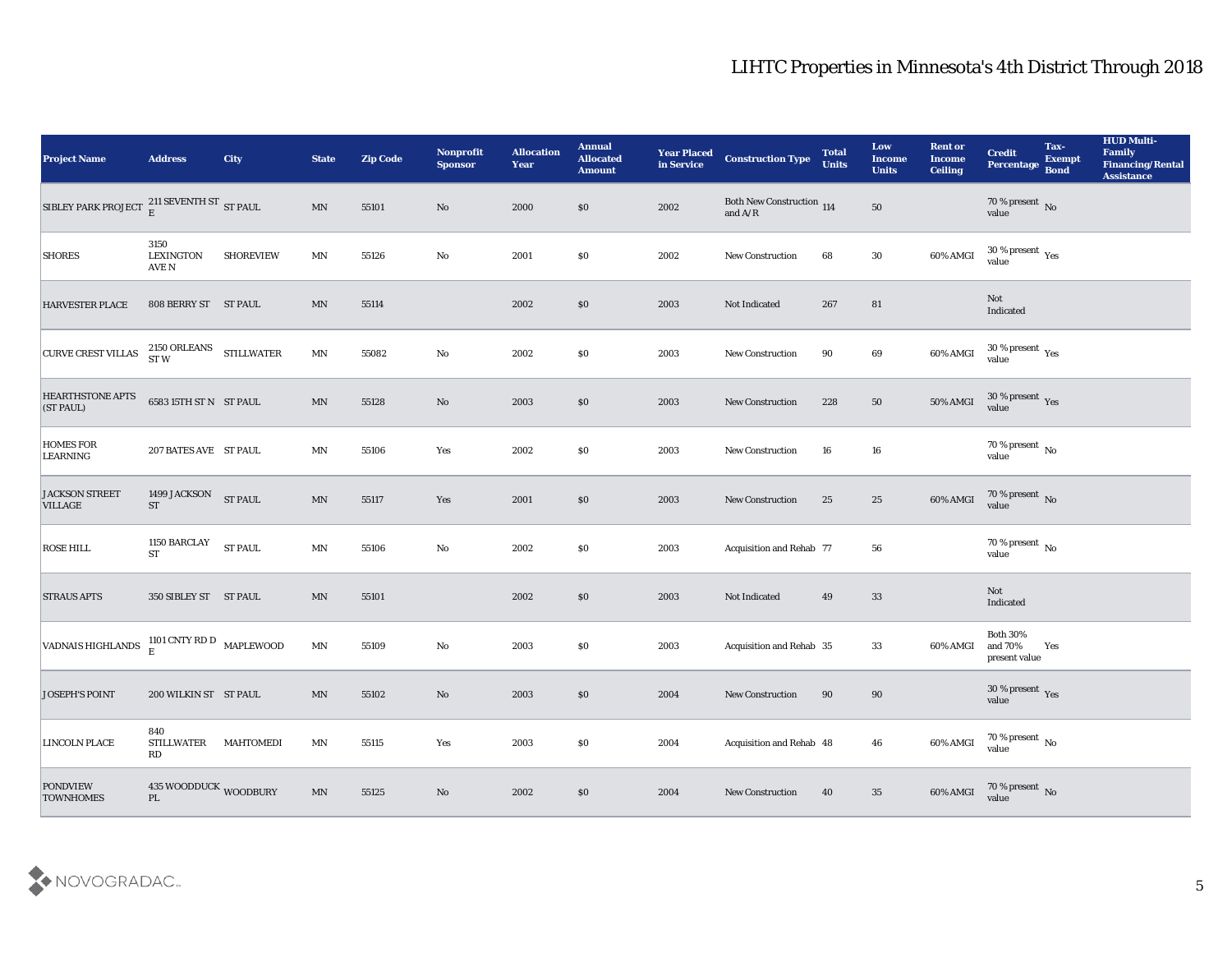## LIHTC Properties in Minnesota's 4th District Through 2018

| Project Name | Address | City | State | Zip Code | Nonprofit Sponsor | Allocation Year | Annual Allocated Amount | Year Placed in Service | Construction Type | Total Units | Low Income Units | Rent or Income Ceiling | Credit Percentage | Tax-Exempt Bond | HUD Multi-Family Financing/Rental Assistance |
|---|---|---|---|---|---|---|---|---|---|---|---|---|---|---|---|
| SIBLEY PARK PROJECT | 211 SEVENTH ST E | ST PAUL | MN | 55101 | No | 2000 | $0 | 2002 | Both New Construction and A/R | 114 | 50 | | 70 % present value | No | |
| SHORES | 3150 LEXINGTON AVE N | SHOREVIEW | MN | 55126 | No | 2001 | $0 | 2002 | New Construction | 68 | 30 | 60% AMGI | 30 % present value | Yes | |
| HARVESTER PLACE | 808 BERRY ST | ST PAUL | MN | 55114 | | 2002 | $0 | 2003 | Not Indicated | 267 | 81 | | Not Indicated | | |
| CURVE CREST VILLAS | 2150 ORLEANS ST W | STILLWATER | MN | 55082 | No | 2002 | $0 | 2003 | New Construction | 90 | 69 | 60% AMGI | 30 % present value | Yes | |
| HEARTHSTONE APTS (ST PAUL) | 6583 15TH ST N | ST PAUL | MN | 55128 | No | 2003 | $0 | 2003 | New Construction | 228 | 50 | 50% AMGI | 30 % present value | Yes | |
| HOMES FOR LEARNING | 207 BATES AVE | ST PAUL | MN | 55106 | Yes | 2002 | $0 | 2003 | New Construction | 16 | 16 | | 70 % present value | No | |
| JACKSON STREET VILLAGE | 1499 JACKSON ST | ST PAUL | MN | 55117 | Yes | 2001 | $0 | 2003 | New Construction | 25 | 25 | 60% AMGI | 70 % present value | No | |
| ROSE HILL | 1150 BARCLAY ST | ST PAUL | MN | 55106 | No | 2002 | $0 | 2003 | Acquisition and Rehab | 77 | 56 | | 70 % present value | No | |
| STRAUS APTS | 350 SIBLEY ST | ST PAUL | MN | 55101 | | 2002 | $0 | 2003 | Not Indicated | 49 | 33 | | Not Indicated | | |
| VADNAIS HIGHLANDS | 1101 CNTY RD D E | MAPLEWOOD | MN | 55109 | No | 2003 | $0 | 2003 | Acquisition and Rehab | 35 | 33 | 60% AMGI | Both 30% and 70% present value | Yes | |
| JOSEPH'S POINT | 200 WILKIN ST | ST PAUL | MN | 55102 | No | 2003 | $0 | 2004 | New Construction | 90 | 90 | | 30 % present value | Yes | |
| LINCOLN PLACE | 840 STILLWATER RD | MAHTOMEDI | MN | 55115 | Yes | 2003 | $0 | 2004 | Acquisition and Rehab | 48 | 46 | 60% AMGI | 70 % present value | No | |
| PONDVIEW TOWNHOMES | 435 WOODDUCK PL | WOODBURY | MN | 55125 | No | 2002 | $0 | 2004 | New Construction | 40 | 35 | 60% AMGI | 70 % present value | No | |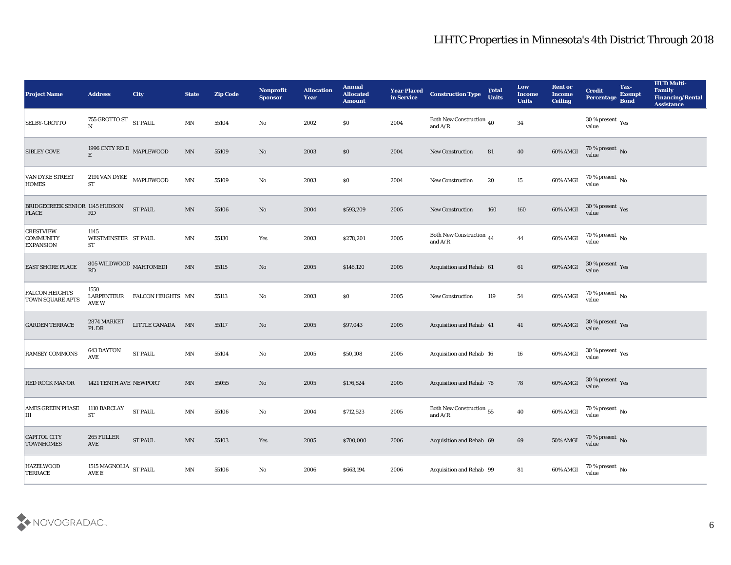## LIHTC Properties in Minnesota's 4th District Through 2018

| Project Name | Address | City | State | Zip Code | Nonprofit Sponsor | Allocation Year | Annual Allocated Amount | Year Placed in Service | Construction Type | Total Units | Low Income Units | Rent or Income Ceiling | Credit Percentage | Tax-Exempt Bond | HUD Multi-Family Financing/Rental Assistance |
|---|---|---|---|---|---|---|---|---|---|---|---|---|---|---|---|
| SELBY-GROTTO | 755 GROTTO ST N | ST PAUL | MN | 55104 | No | 2002 | $0 | 2004 | Both New Construction and A/R | 40 | 34 | | 30 % present value | Yes | |
| SIBLEY COVE | 1996 CNTY RD D E | MAPLEWOOD | MN | 55109 | No | 2003 | $0 | 2004 | New Construction | 81 | 40 | 60% AMGI | 70 % present value | No | |
| VAN DYKE STREET HOMES | 2191 VAN DYKE ST | MAPLEWOOD | MN | 55109 | No | 2003 | $0 | 2004 | New Construction | 20 | 15 | 60% AMGI | 70 % present value | No | |
| BRIDGECREEK SENIOR PLACE | 1145 HUDSON RD | ST PAUL | MN | 55106 | No | 2004 | $593,209 | 2005 | New Construction | 160 | 160 | 60% AMGI | 30 % present value | Yes | |
| CRESTVIEW COMMUNITY EXPANSION | 1145 WESTMINSTER ST | ST PAUL | MN | 55130 | Yes | 2003 | $278,201 | 2005 | Both New Construction and A/R | 44 | 44 | 60% AMGI | 70 % present value | No | |
| EAST SHORE PLACE | 805 WILDWOOD RD | MAHTOMEDI | MN | 55115 | No | 2005 | $146,120 | 2005 | Acquisition and Rehab | 61 | 61 | 60% AMGI | 30 % present value | Yes | |
| FALCON HEIGHTS TOWN SQUARE APTS | 1550 LARPENTEUR AVE W | FALCON HEIGHTS | MN | 55113 | No | 2003 | $0 | 2005 | New Construction | 119 | 54 | 60% AMGI | 70 % present value | No | |
| GARDEN TERRACE | 2874 MARKET PL DR | LITTLE CANADA | MN | 55117 | No | 2005 | $97,043 | 2005 | Acquisition and Rehab | 41 | 41 | 60% AMGI | 30 % present value | Yes | |
| RAMSEY COMMONS | 643 DAYTON AVE | ST PAUL | MN | 55104 | No | 2005 | $50,108 | 2005 | Acquisition and Rehab | 16 | 16 | 60% AMGI | 30 % present value | Yes | |
| RED ROCK MANOR | 1421 TENTH AVE | NEWPORT | MN | 55055 | No | 2005 | $176,524 | 2005 | Acquisition and Rehab | 78 | 78 | 60% AMGI | 30 % present value | Yes | |
| AMES GREEN PHASE III | 1110 BARCLAY ST | ST PAUL | MN | 55106 | No | 2004 | $712,523 | 2005 | Both New Construction and A/R | 55 | 40 | 60% AMGI | 70 % present value | No | |
| CAPITOL CITY TOWNHOMES | 265 FULLER AVE | ST PAUL | MN | 55103 | Yes | 2005 | $700,000 | 2006 | Acquisition and Rehab | 69 | 69 | 50% AMGI | 70 % present value | No | |
| HAZELWOOD TERRACE | 1515 MAGNOLIA AVE E | ST PAUL | MN | 55106 | No | 2006 | $663,194 | 2006 | Acquisition and Rehab | 99 | 81 | 60% AMGI | 70 % present value | No | |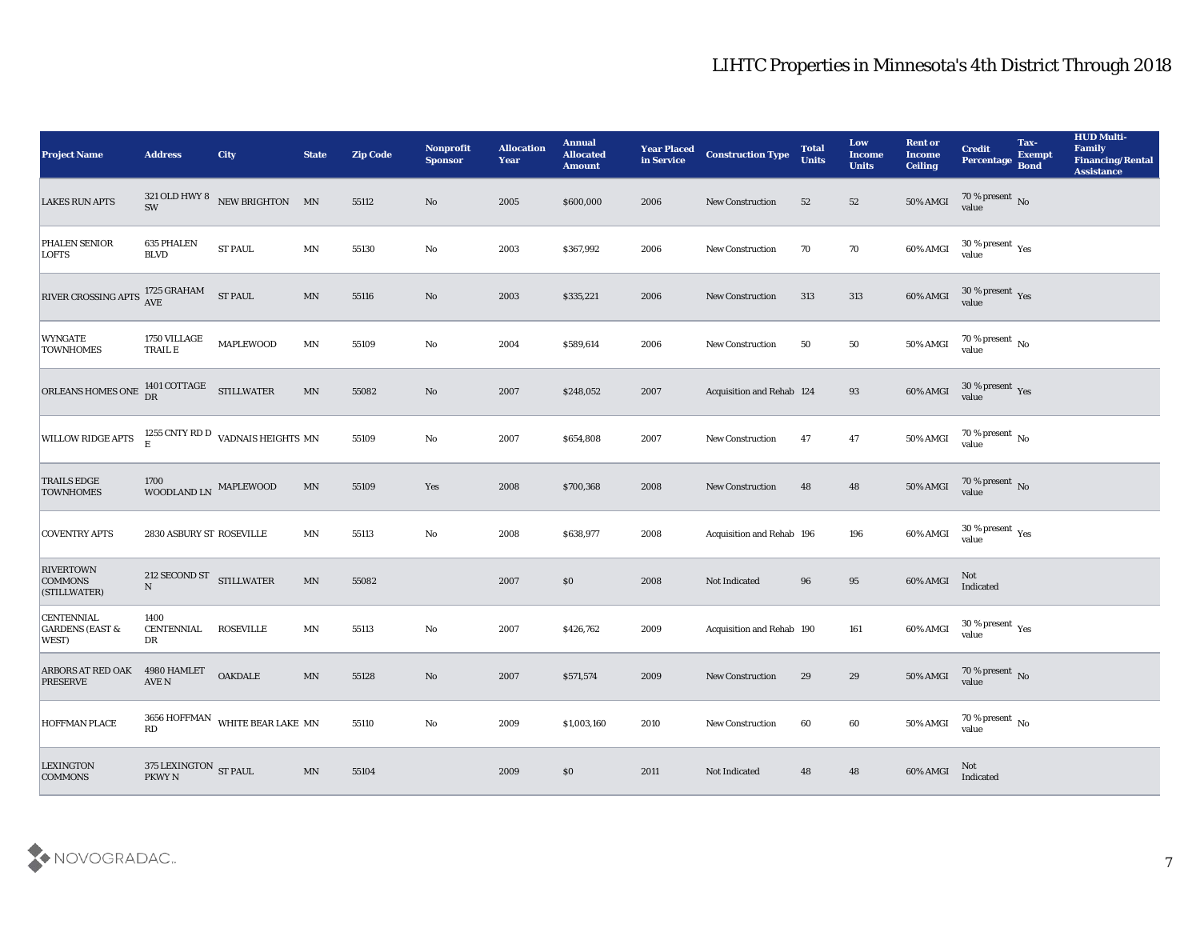# LIHTC Properties in Minnesota's 4th District Through 2018

| Project Name | Address | City | State | Zip Code | Nonprofit Sponsor | Allocation Year | Annual Allocated Amount | Year Placed in Service | Construction Type | Total Units | Low Income Units | Rent or Income Ceiling | Credit Percentage | Tax-Exempt Bond | HUD Multi-Family Financing/Rental Assistance |
|---|---|---|---|---|---|---|---|---|---|---|---|---|---|---|---|
| LAKES RUN APTS | 321 OLD HWY 8 SW | NEW BRIGHTON | MN | 55112 | No | 2005 | $600,000 | 2006 | New Construction | 52 | 52 | 50% AMGI | 70 % present value | No | |
| PHALEN SENIOR LOFTS | 635 PHALEN BLVD | ST PAUL | MN | 55130 | No | 2003 | $367,992 | 2006 | New Construction | 70 | 70 | 60% AMGI | 30 % present value | Yes | |
| RIVER CROSSING APTS | 1725 GRAHAM AVE | ST PAUL | MN | 55116 | No | 2003 | $335,221 | 2006 | New Construction | 313 | 313 | 60% AMGI | 30 % present value | Yes | |
| WYNGATE TOWNHOMES | 1750 VILLAGE TRAIL E | MAPLEWOOD | MN | 55109 | No | 2004 | $589,614 | 2006 | New Construction | 50 | 50 | 50% AMGI | 70 % present value | No | |
| ORLEANS HOMES ONE | 1401 COTTAGE DR | STILLWATER | MN | 55082 | No | 2007 | $248,052 | 2007 | Acquisition and Rehab | 124 | 93 | 60% AMGI | 30 % present value | Yes | |
| WILLOW RIDGE APTS | 1255 CNTY RD D E | VADNAIS HEIGHTS | MN | 55109 | No | 2007 | $654,808 | 2007 | New Construction | 47 | 47 | 50% AMGI | 70 % present value | No | |
| TRAILS EDGE TOWNHOMES | 1700 WOODLAND LN | MAPLEWOOD | MN | 55109 | Yes | 2008 | $700,368 | 2008 | New Construction | 48 | 48 | 50% AMGI | 70 % present value | No | |
| COVENTRY APTS | 2830 ASBURY ST | ROSEVILLE | MN | 55113 | No | 2008 | $638,977 | 2008 | Acquisition and Rehab | 196 | 196 | 60% AMGI | 30 % present value | Yes | |
| RIVERTOWN COMMONS (STILLWATER) | 212 SECOND ST N | STILLWATER | MN | 55082 | | 2007 | $0 | 2008 | Not Indicated | 96 | 95 | 60% AMGI | Not Indicated | | |
| CENTENNIAL GARDENS (EAST & WEST) | 1400 CENTENNIAL DR | ROSEVILLE | MN | 55113 | No | 2007 | $426,762 | 2009 | Acquisition and Rehab | 190 | 161 | 60% AMGI | 30 % present value | Yes | |
| ARBORS AT RED OAK PRESERVE | 4980 HAMLET AVE N | OAKDALE | MN | 55128 | No | 2007 | $571,574 | 2009 | New Construction | 29 | 29 | 50% AMGI | 70 % present value | No | |
| HOFFMAN PLACE | 3656 HOFFMAN RD | WHITE BEAR LAKE | MN | 55110 | No | 2009 | $1,003,160 | 2010 | New Construction | 60 | 60 | 50% AMGI | 70 % present value | No | |
| LEXINGTON COMMONS | 375 LEXINGTON PKWY N | ST PAUL | MN | 55104 | | 2009 | $0 | 2011 | Not Indicated | 48 | 48 | 60% AMGI | Not Indicated | | |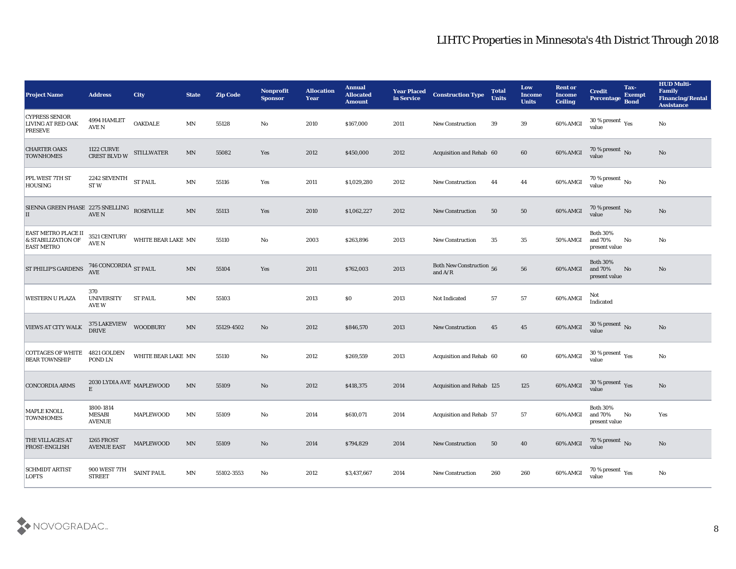# LIHTC Properties in Minnesota's 4th District Through 2018

| Project Name | Address | City | State | Zip Code | Nonprofit Sponsor | Allocation Year | Annual Allocated Amount | Year Placed in Service | Construction Type | Total Units | Low Income Units | Rent or Income Ceiling | Credit Percentage | Tax-Exempt Bond | HUD Multi-Family Financing/Rental Assistance |
|---|---|---|---|---|---|---|---|---|---|---|---|---|---|---|---|
| CYPRESS SENIOR LIVING AT RED OAK PRESEVE | 4994 HAMLET AVE N | OAKDALE | MN | 55128 | No | 2010 | $167,000 | 2011 | New Construction | 39 | 39 | 60% AMGI | 30 % present value | Yes | No |
| CHARTER OAKS TOWNHOMES | 1122 CURVE CREST BLVD W | STILLWATER | MN | 55082 | Yes | 2012 | $450,000 | 2012 | Acquisition and Rehab | 60 | 60 | 60% AMGI | 70 % present value | No | No |
| PPL WEST 7TH ST HOUSING | 2242 SEVENTH ST W | ST PAUL | MN | 55116 | Yes | 2011 | $1,029,280 | 2012 | New Construction | 44 | 44 | 60% AMGI | 70 % present value | No | No |
| SIENNA GREEN PHASE II | 2275 SNELLING AVE N | ROSEVILLE | MN | 55113 | Yes | 2010 | $1,062,227 | 2012 | New Construction | 50 | 50 | 60% AMGI | 70 % present value | No | No |
| EAST METRO PLACE II & STABILIZATION OF EAST METRO | 3521 CENTURY AVE N | WHITE BEAR LAKE | MN | 55110 | No | 2003 | $263,896 | 2013 | New Construction | 35 | 35 | 50% AMGI | Both 30% and 70% present value | No | No |
| ST PHILIP'S GARDENS | 746 CONCORDIA AVE | ST PAUL | MN | 55104 | Yes | 2011 | $762,003 | 2013 | Both New Construction and A/R | 56 | 56 | 60% AMGI | Both 30% and 70% present value | No | No |
| WESTERN U PLAZA | 370 UNIVERSITY AVE W | ST PAUL | MN | 55103 | | 2013 | $0 | 2013 | Not Indicated | 57 | 57 | 60% AMGI | Not Indicated | | |
| VIEWS AT CITY WALK | 375 LAKEVIEW DRIVE | WOODBURY | MN | 55129-4502 | No | 2012 | $846,570 | 2013 | New Construction | 45 | 45 | 60% AMGI | 30 % present value | No | No |
| COTTAGES OF WHITE BEAR TOWNSHIP | 4821 GOLDEN POND LN | WHITE BEAR LAKE | MN | 55110 | No | 2012 | $269,559 | 2013 | Acquisition and Rehab | 60 | 60 | 60% AMGI | 30 % present value | Yes | No |
| CONCORDIA ARMS | 2030 LYDIA AVE E | MAPLEWOOD | MN | 55109 | No | 2012 | $418,375 | 2014 | Acquisition and Rehab | 125 | 125 | 60% AMGI | 30 % present value | Yes | No |
| MAPLE KNOLL TOWNHOMES | 1800-1814 MESABI AVENUE | MAPLEWOOD | MN | 55109 | No | 2014 | $610,071 | 2014 | Acquisition and Rehab | 57 | 57 | 60% AMGI | Both 30% and 70% present value | No | Yes |
| THE VILLAGES AT FROST-ENGLISH | 1265 FROST AVENUE EAST | MAPLEWOOD | MN | 55109 | No | 2014 | $794,829 | 2014 | New Construction | 50 | 40 | 60% AMGI | 70 % present value | No | No |
| SCHMIDT ARTIST LOFTS | 900 WEST 7TH STREET | SAINT PAUL | MN | 55102-3553 | No | 2012 | $3,437,667 | 2014 | New Construction | 260 | 260 | 60% AMGI | 70 % present value | Yes | No |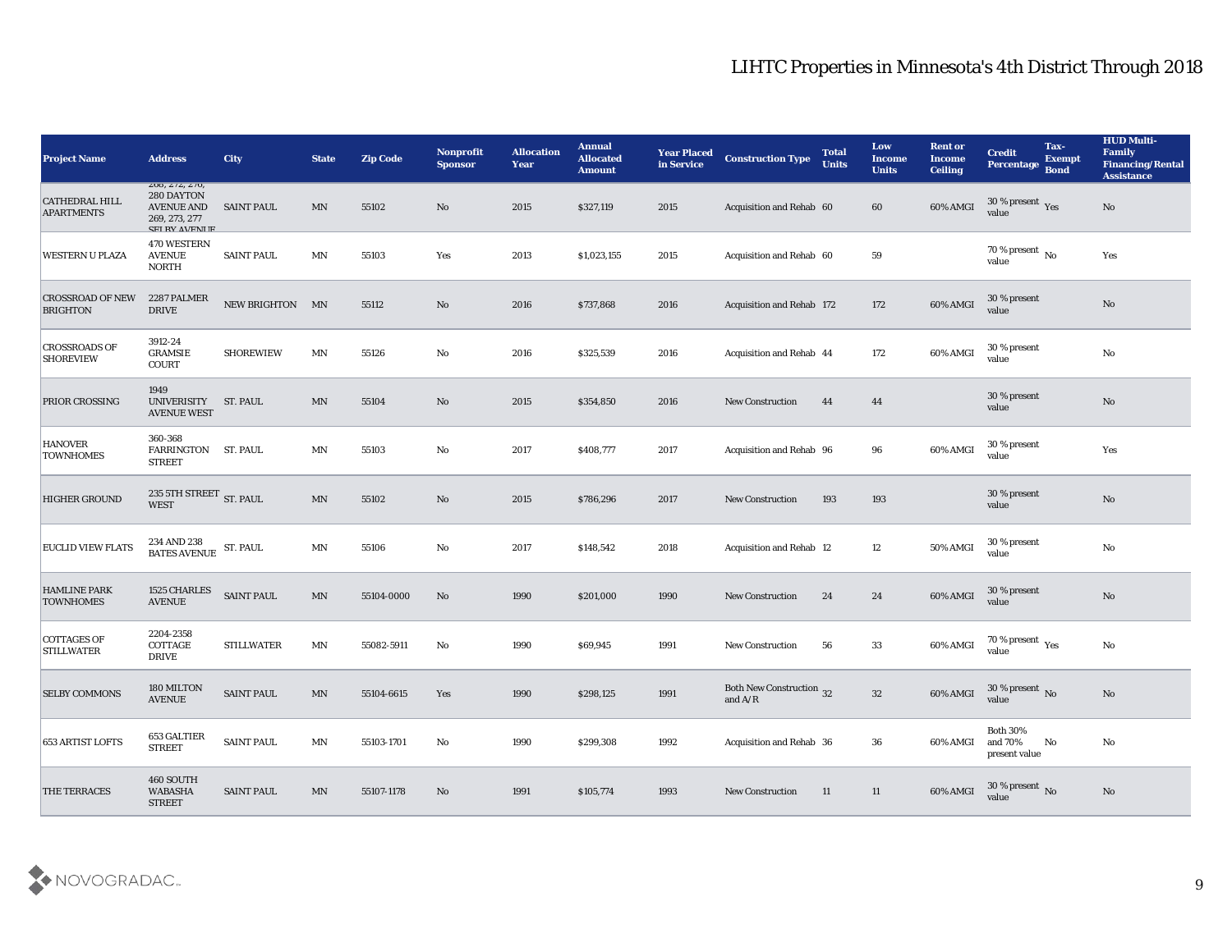# LIHTC Properties in Minnesota's 4th District Through 2018

| Project Name | Address | City | State | Zip Code | Nonprofit Sponsor | Allocation Year | Annual Allocated Amount | Year Placed in Service | Construction Type | Total Units | Low Income Units | Rent or Income Ceiling | Credit Percentage | Tax-Exempt Bond | HUD Multi-Family Financing/Rental Assistance |
|---|---|---|---|---|---|---|---|---|---|---|---|---|---|---|---|
| CATHEDRAL HILL APARTMENTS | 268, 272, 276, 280 DAYTON AVENUE AND 269, 273, 277 SELBY AVENUE | SAINT PAUL | MN | 55102 | No | 2015 | $327,119 | 2015 | Acquisition and Rehab | 60 | 60 | 60% AMGI | 30 % present value | Yes | No |
| WESTERN U PLAZA | 470 WESTERN AVENUE NORTH | SAINT PAUL | MN | 55103 | Yes | 2013 | $1,023,155 | 2015 | Acquisition and Rehab | 60 | 59 | | 70 % present value | No | Yes |
| CROSSROAD OF NEW BRIGHTON | 2287 PALMER DRIVE | NEW BRIGHTON | MN | 55112 | No | 2016 | $737,868 | 2016 | Acquisition and Rehab | 172 | 172 | 60% AMGI | 30 % present value | | No |
| CROSSROADS OF SHOREVIEW | 3912-24 GRAMSIE COURT | SHOREWIEW | MN | 55126 | No | 2016 | $325,539 | 2016 | Acquisition and Rehab | 44 | 172 | 60% AMGI | 30 % present value | | No |
| PRIOR CROSSING | 1949 UNIVERISITY AVENUE WEST | ST. PAUL | MN | 55104 | No | 2015 | $354,850 | 2016 | New Construction | 44 | 44 | | 30 % present value | | No |
| HANOVER TOWNHOMES | 360-368 FARRINGTON STREET | ST. PAUL | MN | 55103 | No | 2017 | $408,777 | 2017 | Acquisition and Rehab | 96 | 96 | 60% AMGI | 30 % present value | | Yes |
| HIGHER GROUND | 235 5TH STREET WEST | ST. PAUL | MN | 55102 | No | 2015 | $786,296 | 2017 | New Construction | 193 | 193 | | 30 % present value | | No |
| EUCLID VIEW FLATS | 234 AND 238 BATES AVENUE | ST. PAUL | MN | 55106 | No | 2017 | $148,542 | 2018 | Acquisition and Rehab | 12 | 12 | 50% AMGI | 30 % present value | | No |
| HAMLINE PARK TOWNHOMES | 1525 CHARLES AVENUE | SAINT PAUL | MN | 55104-0000 | No | 1990 | $201,000 | 1990 | New Construction | 24 | 24 | 60% AMGI | 30 % present value | | No |
| COTTAGES OF STILLWATER | 2204-2358 COTTAGE DRIVE | STILLWATER | MN | 55082-5911 | No | 1990 | $69,945 | 1991 | New Construction | 56 | 33 | 60% AMGI | 70 % present value | Yes | No |
| SELBY COMMONS | 180 MILTON AVENUE | SAINT PAUL | MN | 55104-6615 | Yes | 1990 | $298,125 | 1991 | Both New Construction and A/R | 32 | 32 | 60% AMGI | 30 % present value | No | No |
| 653 ARTIST LOFTS | 653 GALTIER STREET | SAINT PAUL | MN | 55103-1701 | No | 1990 | $299,308 | 1992 | Acquisition and Rehab | 36 | 36 | 60% AMGI | Both 30% and 70% present value | No | No |
| THE TERRACES | 460 SOUTH WABASHA STREET | SAINT PAUL | MN | 55107-1178 | No | 1991 | $105,774 | 1993 | New Construction | 11 | 11 | 60% AMGI | 30 % present value | No | No |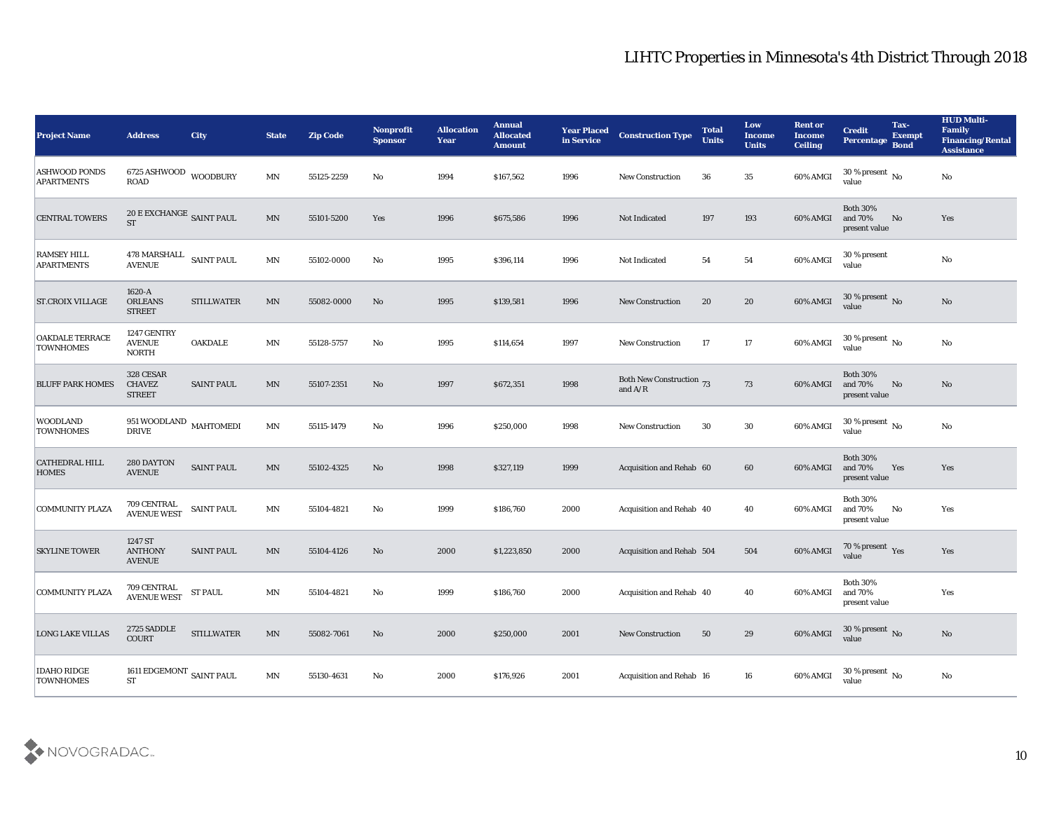# LIHTC Properties in Minnesota's 4th District Through 2018

| Project Name | Address | City | State | Zip Code | Nonprofit Sponsor | Allocation Year | Annual Allocated Amount | Year Placed in Service | Construction Type | Total Units | Low Income Units | Rent or Income Ceiling | Credit Percentage | Tax-Exempt Bond | HUD Multi-Family Financing/Rental Assistance |
|---|---|---|---|---|---|---|---|---|---|---|---|---|---|---|---|
| ASHWOOD PONDS APARTMENTS | 6725 ASHWOOD ROAD | WOODBURY | MN | 55125-2259 | No | 1994 | $167,562 | 1996 | New Construction | 36 | 35 | 60% AMGI | 30 % present value | No | No |
| CENTRAL TOWERS | 20 E EXCHANGE ST | SAINT PAUL | MN | 55101-5200 | Yes | 1996 | $675,586 | 1996 | Not Indicated | 197 | 193 | 60% AMGI | Both 30% and 70% present value | No | Yes |
| RAMSEY HILL APARTMENTS | 478 MARSHALL AVENUE | SAINT PAUL | MN | 55102-0000 | No | 1995 | $396,114 | 1996 | Not Indicated | 54 | 54 | 60% AMGI | 30 % present value | | No |
| ST.CROIX VILLAGE | 1620-A ORLEANS STREET | STILLWATER | MN | 55082-0000 | No | 1995 | $139,581 | 1996 | New Construction | 20 | 20 | 60% AMGI | 30 % present value | No | No |
| OAKDALE TERRACE TOWNHOMES | 1247 GENTRY AVENUE NORTH | OAKDALE | MN | 55128-5757 | No | 1995 | $114,654 | 1997 | New Construction | 17 | 17 | 60% AMGI | 30 % present value | No | No |
| BLUFF PARK HOMES | 328 CESAR CHAVEZ STREET | SAINT PAUL | MN | 55107-2351 | No | 1997 | $672,351 | 1998 | Both New Construction and A/R | 73 | 73 | 60% AMGI | Both 30% and 70% present value | No | No |
| WOODLAND TOWNHOMES | 951 WOODLAND DRIVE | MAHTOMEDI | MN | 55115-1479 | No | 1996 | $250,000 | 1998 | New Construction | 30 | 30 | 60% AMGI | 30 % present value | No | No |
| CATHEDRAL HILL HOMES | 280 DAYTON AVENUE | SAINT PAUL | MN | 55102-4325 | No | 1998 | $327,119 | 1999 | Acquisition and Rehab | 60 | 60 | 60% AMGI | Both 30% and 70% present value | Yes | Yes |
| COMMUNITY PLAZA | 709 CENTRAL AVENUE WEST | SAINT PAUL | MN | 55104-4821 | No | 1999 | $186,760 | 2000 | Acquisition and Rehab | 40 | 40 | 60% AMGI | Both 30% and 70% present value | No | Yes |
| SKYLINE TOWER | 1247 ST ANTHONY AVENUE | SAINT PAUL | MN | 55104-4126 | No | 2000 | $1,223,850 | 2000 | Acquisition and Rehab | 504 | 504 | 60% AMGI | 70 % present value | Yes | Yes |
| COMMUNITY PLAZA | 709 CENTRAL AVENUE WEST | ST PAUL | MN | 55104-4821 | No | 1999 | $186,760 | 2000 | Acquisition and Rehab | 40 | 40 | 60% AMGI | Both 30% and 70% present value | | Yes |
| LONG LAKE VILLAS | 2725 SADDLE COURT | STILLWATER | MN | 55082-7061 | No | 2000 | $250,000 | 2001 | New Construction | 50 | 29 | 60% AMGI | 30 % present value | No | No |
| IDAHO RIDGE TOWNHOMES | 1611 EDGEMONT ST | SAINT PAUL | MN | 55130-4631 | No | 2000 | $176,926 | 2001 | Acquisition and Rehab | 16 | 16 | 60% AMGI | 30 % present value | No | No |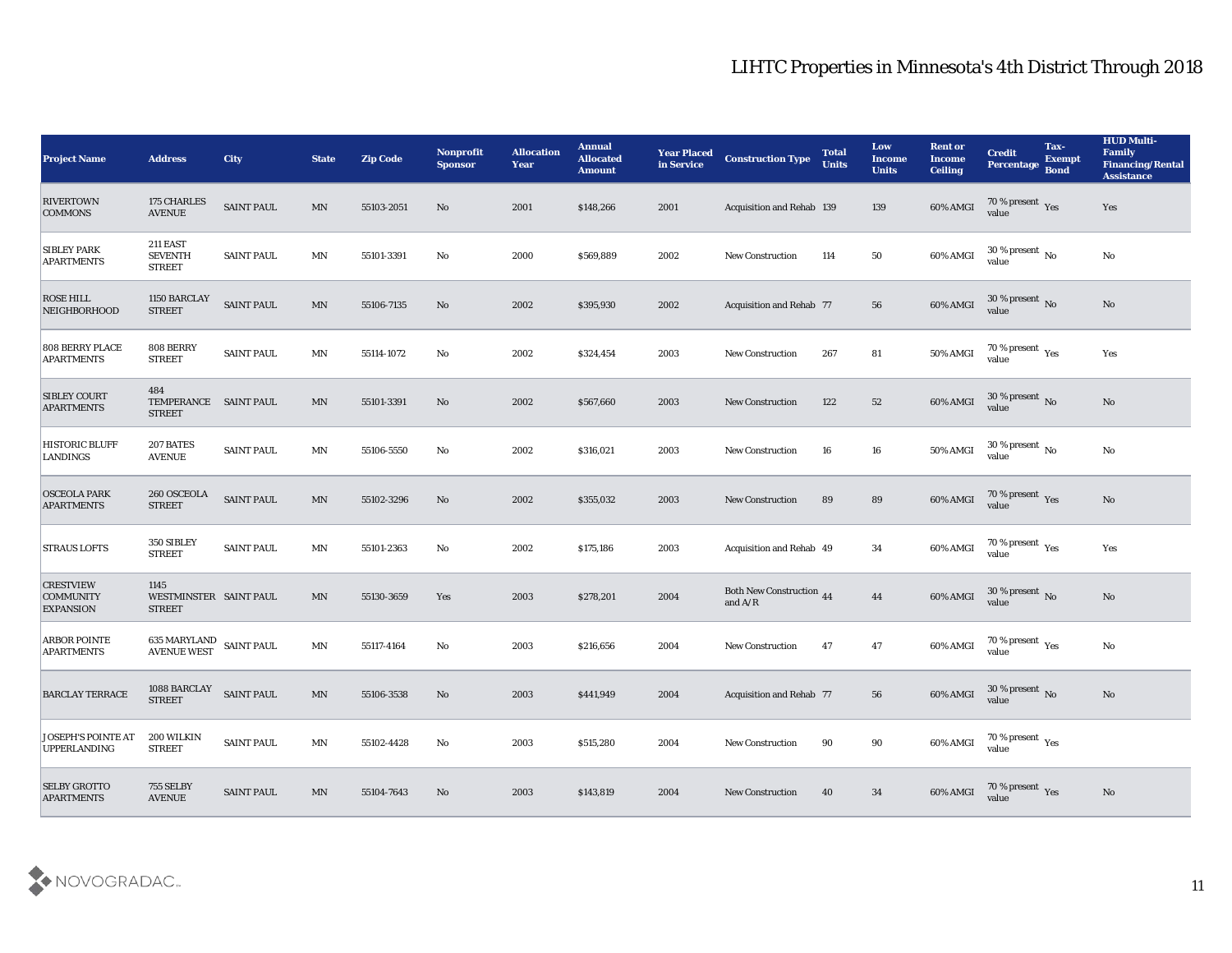# LIHTC Properties in Minnesota's 4th District Through 2018

| Project Name | Address | City | State | Zip Code | Nonprofit Sponsor | Allocation Year | Annual Allocated Amount | Year Placed in Service | Construction Type | Total Units | Low Income Units | Rent or Income Ceiling | Credit Percentage | Tax-Exempt Bond | HUD Multi-Family Financing/Rental Assistance |
|---|---|---|---|---|---|---|---|---|---|---|---|---|---|---|---|
| RIVERTOWN COMMONS | 175 CHARLES AVENUE | SAINT PAUL | MN | 55103-2051 | No | 2001 | $148,266 | 2001 | Acquisition and Rehab | 139 | 139 | 60% AMGI | 70 % present value | Yes | Yes |
| SIBLEY PARK APARTMENTS | 211 EAST SEVENTH STREET | SAINT PAUL | MN | 55101-3391 | No | 2000 | $569,889 | 2002 | New Construction | 114 | 50 | 60% AMGI | 30 % present value | No | No |
| ROSE HILL NEIGHBORHOOD | 1150 BARCLAY STREET | SAINT PAUL | MN | 55106-7135 | No | 2002 | $395,930 | 2002 | Acquisition and Rehab | 77 | 56 | 60% AMGI | 30 % present value | No | No |
| 808 BERRY PLACE APARTMENTS | 808 BERRY STREET | SAINT PAUL | MN | 55114-1072 | No | 2002 | $324,454 | 2003 | New Construction | 267 | 81 | 50% AMGI | 70 % present value | Yes | Yes |
| SIBLEY COURT APARTMENTS | 484 TEMPERANCE STREET | SAINT PAUL | MN | 55101-3391 | No | 2002 | $567,660 | 2003 | New Construction | 122 | 52 | 60% AMGI | 30 % present value | No | No |
| HISTORIC BLUFF LANDINGS | 207 BATES AVENUE | SAINT PAUL | MN | 55106-5550 | No | 2002 | $316,021 | 2003 | New Construction | 16 | 16 | 50% AMGI | 30 % present value | No | No |
| OSCEOLA PARK APARTMENTS | 260 OSCEOLA STREET | SAINT PAUL | MN | 55102-3296 | No | 2002 | $355,032 | 2003 | New Construction | 89 | 89 | 60% AMGI | 70 % present value | Yes | No |
| STRAUS LOFTS | 350 SIBLEY STREET | SAINT PAUL | MN | 55101-2363 | No | 2002 | $175,186 | 2003 | Acquisition and Rehab | 49 | 34 | 60% AMGI | 70 % present value | Yes | Yes |
| CRESTVIEW COMMUNITY EXPANSION | 1145 WESTMINSTER STREET | SAINT PAUL | MN | 55130-3659 | Yes | 2003 | $278,201 | 2004 | Both New Construction and A/R | 44 | 44 | 60% AMGI | 30 % present value | No | No |
| ARBOR POINTE APARTMENTS | 635 MARYLAND AVENUE WEST | SAINT PAUL | MN | 55117-4164 | No | 2003 | $216,656 | 2004 | New Construction | 47 | 47 | 60% AMGI | 70 % present value | Yes | No |
| BARCLAY TERRACE | 1088 BARCLAY STREET | SAINT PAUL | MN | 55106-3538 | No | 2003 | $441,949 | 2004 | Acquisition and Rehab | 77 | 56 | 60% AMGI | 30 % present value | No | No |
| JOSEPH'S POINTE AT UPPERLANDING | 200 WILKIN STREET | SAINT PAUL | MN | 55102-4428 | No | 2003 | $515,280 | 2004 | New Construction | 90 | 90 | 60% AMGI | 70 % present value | Yes | |
| SELBY GROTTO APARTMENTS | 755 SELBY AVENUE | SAINT PAUL | MN | 55104-7643 | No | 2003 | $143,819 | 2004 | New Construction | 40 | 34 | 60% AMGI | 70 % present value | Yes | No |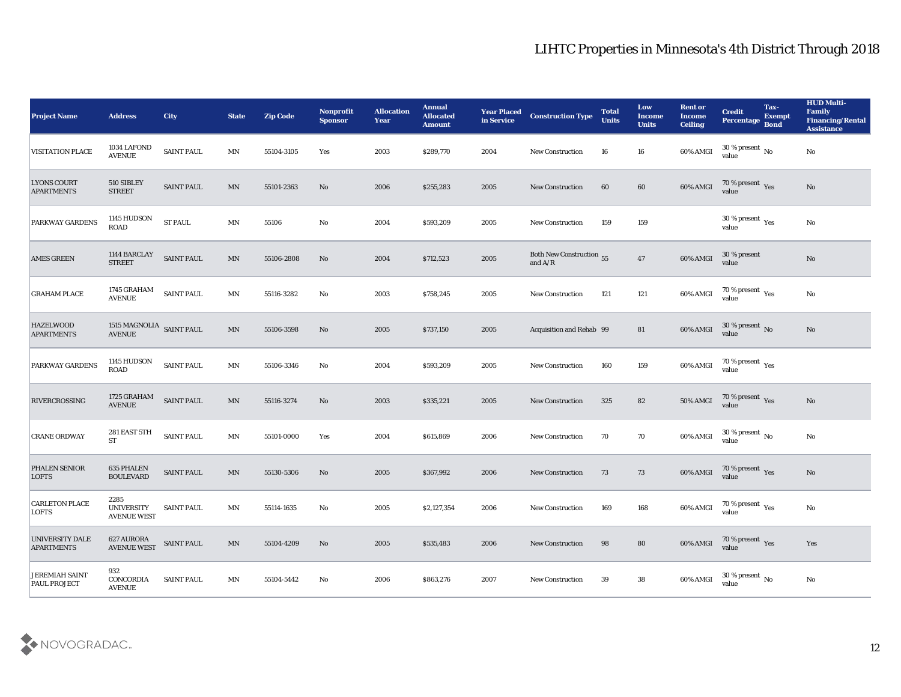# LIHTC Properties in Minnesota's 4th District Through 2018

| Project Name | Address | City | State | Zip Code | Nonprofit Sponsor | Allocation Year | Annual Allocated Amount | Year Placed in Service | Construction Type | Total Units | Low Income Units | Rent or Income Ceiling | Credit Percentage | Tax-Exempt Bond | HUD Multi-Family Financing/Rental Assistance |
|---|---|---|---|---|---|---|---|---|---|---|---|---|---|---|---|
| VISITATION PLACE | 1034 LAFOND AVENUE | SAINT PAUL | MN | 55104-3105 | Yes | 2003 | $289,770 | 2004 | New Construction | 16 | 16 | 60% AMGI | 30 % present value | No | No |
| LYONS COURT APARTMENTS | 510 SIBLEY STREET | SAINT PAUL | MN | 55101-2363 | No | 2006 | $255,283 | 2005 | New Construction | 60 | 60 | 60% AMGI | 70 % present value | Yes | No |
| PARKWAY GARDENS | 1145 HUDSON ROAD | ST PAUL | MN | 55106 | No | 2004 | $593,209 | 2005 | New Construction | 159 | 159 | | 30 % present value | Yes | No |
| AMES GREEN | 1144 BARCLAY STREET | SAINT PAUL | MN | 55106-2808 | No | 2004 | $712,523 | 2005 | Both New Construction and A/R | 55 | 47 | 60% AMGI | 30 % present value | | No |
| GRAHAM PLACE | 1745 GRAHAM AVENUE | SAINT PAUL | MN | 55116-3282 | No | 2003 | $758,245 | 2005 | New Construction | 121 | 121 | 60% AMGI | 70 % present value | Yes | No |
| HAZELWOOD APARTMENTS | 1515 MAGNOLIA AVENUE | SAINT PAUL | MN | 55106-3598 | No | 2005 | $737,150 | 2005 | Acquisition and Rehab | 99 | 81 | 60% AMGI | 30 % present value | No | No |
| PARKWAY GARDENS | 1145 HUDSON ROAD | SAINT PAUL | MN | 55106-3346 | No | 2004 | $593,209 | 2005 | New Construction | 160 | 159 | 60% AMGI | 70 % present value | Yes | |
| RIVERCROSSING | 1725 GRAHAM AVENUE | SAINT PAUL | MN | 55116-3274 | No | 2003 | $335,221 | 2005 | New Construction | 325 | 82 | 50% AMGI | 70 % present value | Yes | No |
| CRANE ORDWAY | 281 EAST 5TH ST | SAINT PAUL | MN | 55101-0000 | Yes | 2004 | $615,869 | 2006 | New Construction | 70 | 70 | 60% AMGI | 30 % present value | No | No |
| PHALEN SENIOR LOFTS | 635 PHALEN BOULEVARD | SAINT PAUL | MN | 55130-5306 | No | 2005 | $367,992 | 2006 | New Construction | 73 | 73 | 60% AMGI | 70 % present value | Yes | No |
| CARLETON PLACE LOFTS | 2285 UNIVERSITY AVENUE WEST | SAINT PAUL | MN | 55114-1635 | No | 2005 | $2,127,354 | 2006 | New Construction | 169 | 168 | 60% AMGI | 70 % present value | Yes | No |
| UNIVERSITY DALE APARTMENTS | 627 AURORA AVENUE WEST | SAINT PAUL | MN | 55104-4209 | No | 2005 | $535,483 | 2006 | New Construction | 98 | 80 | 60% AMGI | 70 % present value | Yes | Yes |
| JEREMIAH SAINT PAUL PROJECT | 932 CONCORDIA AVENUE | SAINT PAUL | MN | 55104-5442 | No | 2006 | $863,276 | 2007 | New Construction | 39 | 38 | 60% AMGI | 30 % present value | No | No |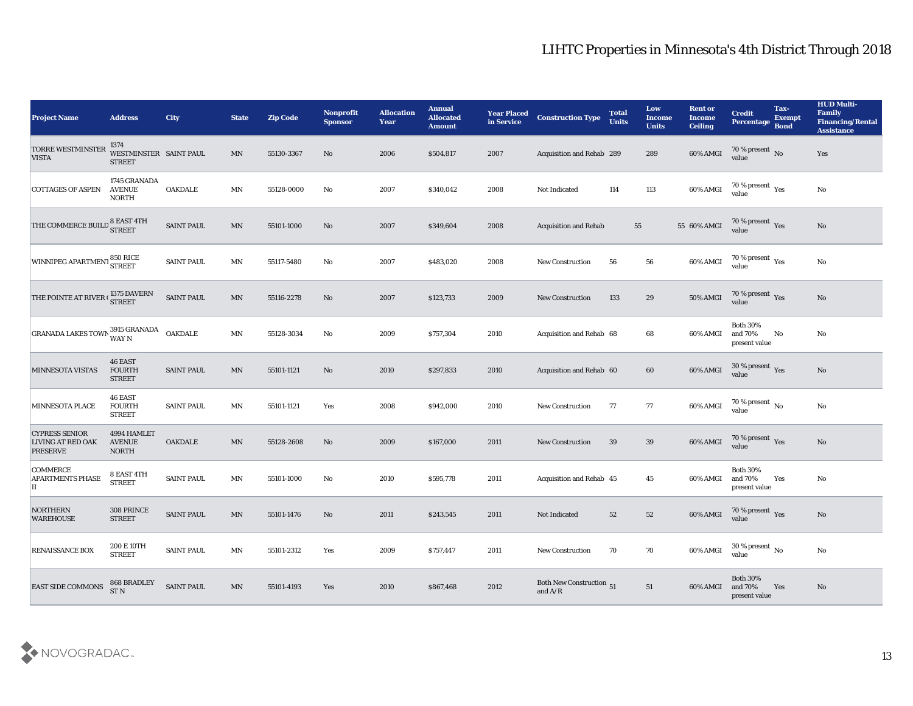# LIHTC Properties in Minnesota's 4th District Through 2018

| Project Name | Address | City | State | Zip Code | Nonprofit Sponsor | Allocation Year | Annual Allocated Amount | Year Placed in Service | Construction Type | Total Units | Low Income Units | Rent or Income Ceiling | Credit Percentage | Tax-Exempt Bond | HUD Multi-Family Financing/Rental Assistance |
|---|---|---|---|---|---|---|---|---|---|---|---|---|---|---|---|
| TORRE WESTMINSTER VISTA | 1374 WESTMINSTER STREET | SAINT PAUL | MN | 55130-3367 | No | 2006 | $504,817 | 2007 | Acquisition and Rehab | 289 | 289 | 60% AMGI | 70 % present value | No | Yes |
| COTTAGES OF ASPEN | 1745 GRANADA AVENUE NORTH | OAKDALE | MN | 55128-0000 | No | 2007 | $340,042 | 2008 | Not Indicated | 114 | 113 | 60% AMGI | 70 % present value | Yes | No |
| THE COMMERCE BUILD | 8 EAST 4TH STREET | SAINT PAUL | MN | 55101-1000 | No | 2007 | $349,604 | 2008 | Acquisition and Rehab | 55 | 55 | 60% AMGI | 70 % present value | Yes | No |
| WINNIPEG APARTMENT | 850 RICE STREET | SAINT PAUL | MN | 55117-5480 | No | 2007 | $483,020 | 2008 | New Construction | 56 | 56 | 60% AMGI | 70 % present value | Yes | No |
| THE POINTE AT RIVER ( | 1375 DAVERN STREET | SAINT PAUL | MN | 55116-2278 | No | 2007 | $123,733 | 2009 | New Construction | 133 | 29 | 50% AMGI | 70 % present value | Yes | No |
| GRANADA LAKES TOWN | 3915 GRANADA WAY N | OAKDALE | MN | 55128-3034 | No | 2009 | $757,304 | 2010 | Acquisition and Rehab | 68 | 68 | 60% AMGI | Both 30% and 70% present value | No | No |
| MINNESOTA VISTAS | 46 EAST FOURTH STREET | SAINT PAUL | MN | 55101-1121 | No | 2010 | $297,833 | 2010 | Acquisition and Rehab | 60 | 60 | 60% AMGI | 30 % present value | Yes | No |
| MINNESOTA PLACE | 46 EAST FOURTH STREET | SAINT PAUL | MN | 55101-1121 | Yes | 2008 | $942,000 | 2010 | New Construction | 77 | 77 | 60% AMGI | 70 % present value | No | No |
| CYPRESS SENIOR LIVING AT RED OAK PRESERVE | 4994 HAMLET AVENUE NORTH | OAKDALE | MN | 55128-2608 | No | 2009 | $167,000 | 2011 | New Construction | 39 | 39 | 60% AMGI | 70 % present value | Yes | No |
| COMMERCE APARTMENTS PHASE II | 8 EAST 4TH STREET | SAINT PAUL | MN | 55101-1000 | No | 2010 | $595,778 | 2011 | Acquisition and Rehab | 45 | 45 | 60% AMGI | Both 30% and 70% present value | Yes | No |
| NORTHERN WAREHOUSE | 308 PRINCE STREET | SAINT PAUL | MN | 55101-1476 | No | 2011 | $243,545 | 2011 | Not Indicated | 52 | 52 | 60% AMGI | 70 % present value | Yes | No |
| RENAISSANCE BOX | 200 E 10TH STREET | SAINT PAUL | MN | 55101-2312 | Yes | 2009 | $757,447 | 2011 | New Construction | 70 | 70 | 60% AMGI | 30 % present value | No | No |
| EAST SIDE COMMONS | 868 BRADLEY ST N | SAINT PAUL | MN | 55101-4193 | Yes | 2010 | $867,468 | 2012 | Both New Construction and A/R | 51 | 51 | 60% AMGI | Both 30% and 70% present value | Yes | No |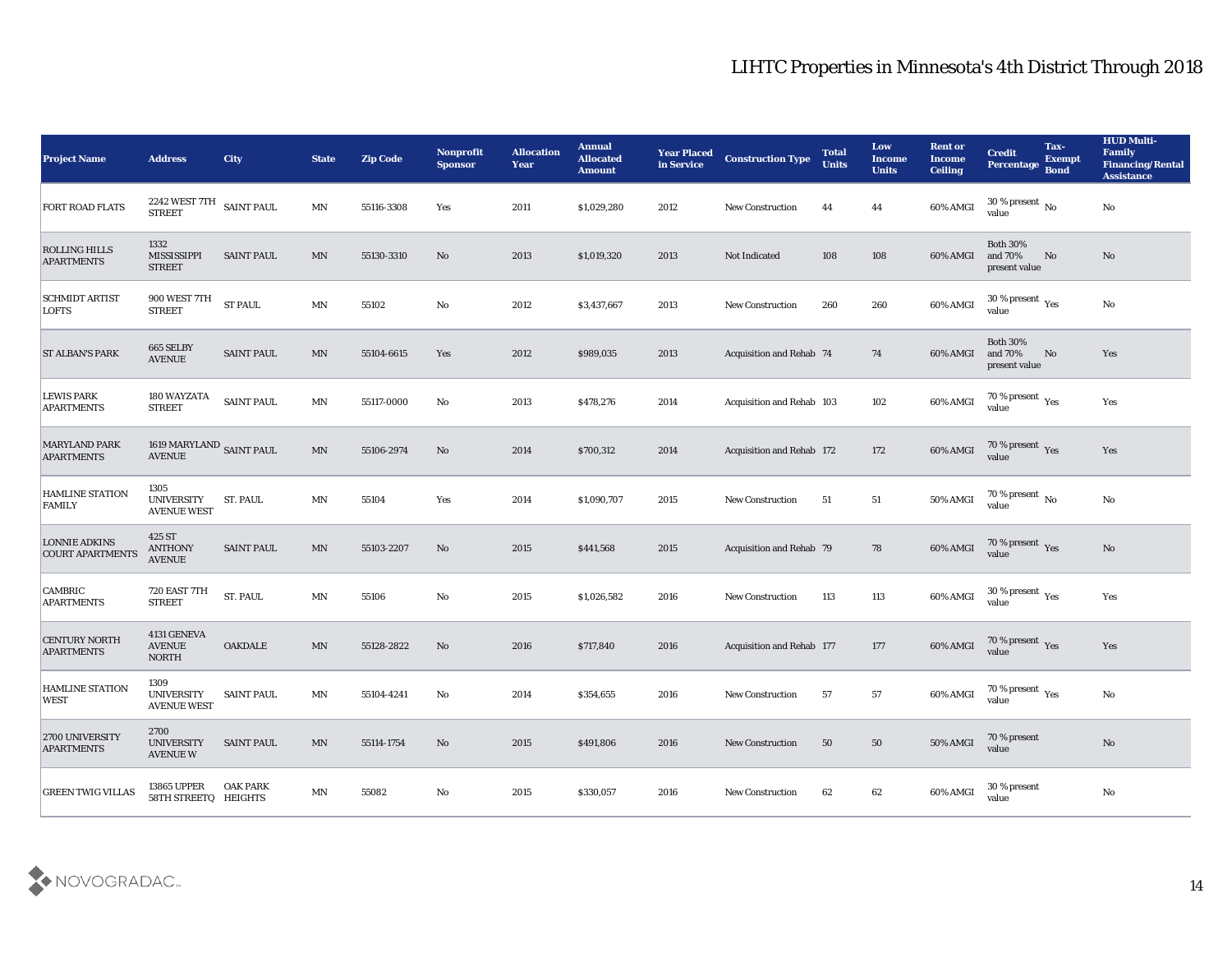# LIHTC Properties in Minnesota's 4th District Through 2018

| Project Name | Address | City | State | Zip Code | Nonprofit Sponsor | Allocation Year | Annual Allocated Amount | Year Placed in Service | Construction Type | Total Units | Low Income Units | Rent or Income Ceiling | Credit Percentage | Tax-Exempt Bond | HUD Multi-Family Financing/Rental Assistance |
|---|---|---|---|---|---|---|---|---|---|---|---|---|---|---|---|
| FORT ROAD FLATS | 2242 WEST 7TH STREET | SAINT PAUL | MN | 55116-3308 | Yes | 2011 | $1,029,280 | 2012 | New Construction | 44 | 44 | 60% AMGI | 30 % present value | No | No |
| ROLLING HILLS APARTMENTS | 1332 MISSISSIPPI STREET | SAINT PAUL | MN | 55130-3310 | No | 2013 | $1,019,320 | 2013 | Not Indicated | 108 | 108 | 60% AMGI | Both 30% and 70% present value | No | No |
| SCHMIDT ARTIST LOFTS | 900 WEST 7TH STREET | ST PAUL | MN | 55102 | No | 2012 | $3,437,667 | 2013 | New Construction | 260 | 260 | 60% AMGI | 30 % present value | Yes | No |
| ST ALBAN'S PARK | 665 SELBY AVENUE | SAINT PAUL | MN | 55104-6615 | Yes | 2012 | $989,035 | 2013 | Acquisition and Rehab | 74 | 74 | 60% AMGI | Both 30% and 70% present value | No | Yes |
| LEWIS PARK APARTMENTS | 180 WAYZATA STREET | SAINT PAUL | MN | 55117-0000 | No | 2013 | $478,276 | 2014 | Acquisition and Rehab | 103 | 102 | 60% AMGI | 70 % present value | Yes | Yes |
| MARYLAND PARK APARTMENTS | 1619 MARYLAND AVENUE | SAINT PAUL | MN | 55106-2974 | No | 2014 | $700,312 | 2014 | Acquisition and Rehab | 172 | 172 | 60% AMGI | 70 % present value | Yes | Yes |
| HAMLINE STATION FAMILY | 1305 UNIVERSITY AVENUE WEST | ST. PAUL | MN | 55104 | Yes | 2014 | $1,090,707 | 2015 | New Construction | 51 | 51 | 50% AMGI | 70 % present value | No | No |
| LONNIE ADKINS COURT APARTMENTS | 425 ST ANTHONY AVENUE | SAINT PAUL | MN | 55103-2207 | No | 2015 | $441,568 | 2015 | Acquisition and Rehab | 79 | 78 | 60% AMGI | 70 % present value | Yes | No |
| CAMBRIC APARTMENTS | 720 EAST 7TH STREET | ST. PAUL | MN | 55106 | No | 2015 | $1,026,582 | 2016 | New Construction | 113 | 113 | 60% AMGI | 30 % present value | Yes | Yes |
| CENTURY NORTH APARTMENTS | 4131 GENEVA AVENUE NORTH | OAKDALE | MN | 55128-2822 | No | 2016 | $717,840 | 2016 | Acquisition and Rehab | 177 | 177 | 60% AMGI | 70 % present value | Yes | Yes |
| HAMLINE STATION WEST | 1309 UNIVERSITY AVENUE WEST | SAINT PAUL | MN | 55104-4241 | No | 2014 | $354,655 | 2016 | New Construction | 57 | 57 | 60% AMGI | 70 % present value | Yes | No |
| 2700 UNIVERSITY APARTMENTS | 2700 UNIVERSITY AVENUE W | SAINT PAUL | MN | 55114-1754 | No | 2015 | $491,806 | 2016 | New Construction | 50 | 50 | 50% AMGI | 70 % present value | | No |
| GREEN TWIG VILLAS | 13865 UPPER 58TH STREETQ | OAK PARK HEIGHTS | MN | 55082 | No | 2015 | $330,057 | 2016 | New Construction | 62 | 62 | 60% AMGI | 30 % present value | | No |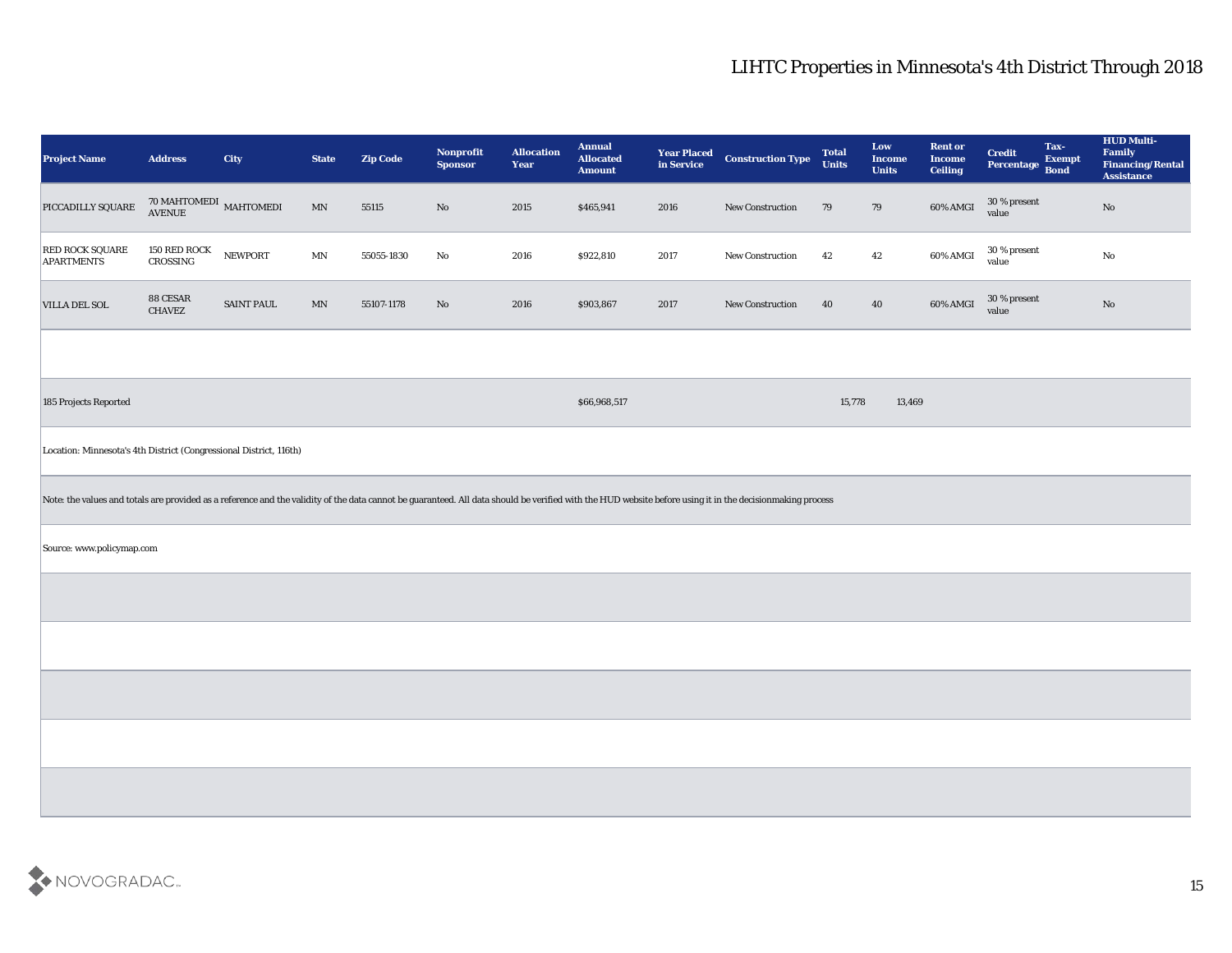# LIHTC Properties in Minnesota's 4th District Through 2018

| Project Name | Address | City | State | Zip Code | Nonprofit Sponsor | Allocation Year | Annual Allocated Amount | Year Placed in Service | Construction Type | Total Units | Low Income Units | Rent or Income Ceiling | Credit Percentage | Tax-Exempt Bond | HUD Multi-Family Financing/Rental Assistance |
|---|---|---|---|---|---|---|---|---|---|---|---|---|---|---|---|
| PICCADILLY SQUARE | 70 MAHTOMEDI AVENUE | MAHTOMEDI | MN | 55115 | No | 2015 | $465,941 | 2016 | New Construction | 79 | 79 | 60% AMGI | 30 % present value | | No |
| RED ROCK SQUARE APARTMENTS | 150 RED ROCK CROSSING | NEWPORT | MN | 55055-1830 | No | 2016 | $922,810 | 2017 | New Construction | 42 | 42 | 60% AMGI | 30 % present value | | No |
| VILLA DEL SOL | 88 CESAR CHAVEZ | SAINT PAUL | MN | 55107-1178 | No | 2016 | $903,867 | 2017 | New Construction | 40 | 40 | 60% AMGI | 30 % present value | | No |
| | | | | | | | | | | | | | | | |
| 185 Projects Reported | | | | | | | $66,968,517 | | | 15,778 | 13,469 | | | | |

Location: Minnesota's 4th District (Congressional District, 116th)

Note: the values and totals are provided as a reference and the validity of the data cannot be guaranteed. All data should be verified with the HUD website before using it in the decisionmaking process

Source: www.policymap.com